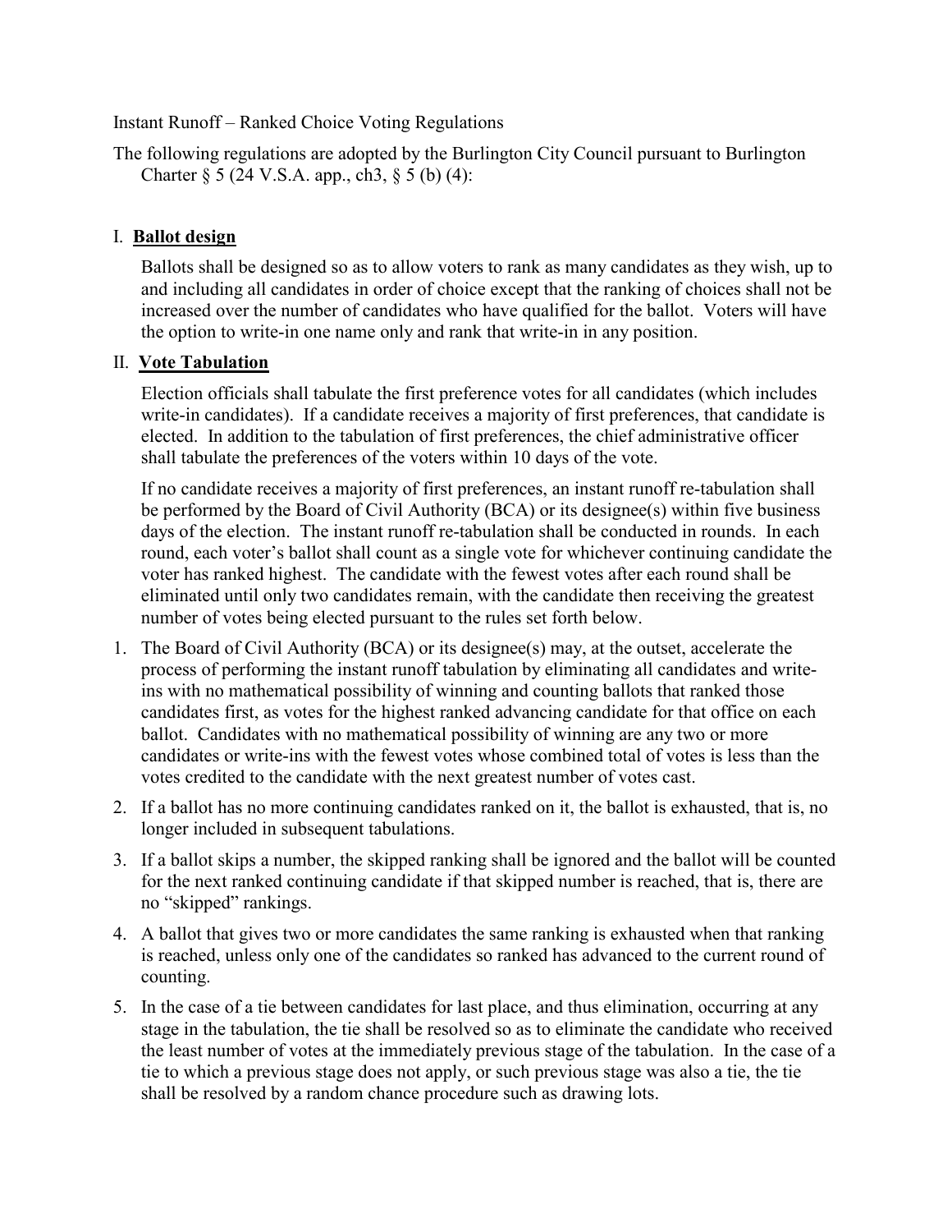Instant Runoff – Ranked Choice Voting Regulations

The following regulations are adopted by the Burlington City Council pursuant to Burlington Charter § 5 (24 V.S.A. app., ch3, § 5 (b) (4):

## I. **Ballot design**

Ballots shall be designed so as to allow voters to rank as many candidates as they wish, up to and including all candidates in order of choice except that the ranking of choices shall not be increased over the number of candidates who have qualified for the ballot. Voters will have the option to write-in one name only and rank that write-in in any position.

## II. **Vote Tabulation**

Election officials shall tabulate the first preference votes for all candidates (which includes write-in candidates). If a candidate receives a majority of first preferences, that candidate is elected. In addition to the tabulation of first preferences, the chief administrative officer shall tabulate the preferences of the voters within 10 days of the vote.

If no candidate receives a majority of first preferences, an instant runoff re-tabulation shall be performed by the Board of Civil Authority (BCA) or its designee(s) within five business days of the election. The instant runoff re-tabulation shall be conducted in rounds. In each round, each voter's ballot shall count as a single vote for whichever continuing candidate the voter has ranked highest. The candidate with the fewest votes after each round shall be eliminated until only two candidates remain, with the candidate then receiving the greatest number of votes being elected pursuant to the rules set forth below.

1. The Board of Civil Authority (BCA) or its designee(s) may, at the outset, accelerate the process of performing the instant runoff tabulation by eliminating all candidates and write-ins with no mathematical possibility of winning and counting ballots that ranked those candidates first, as votes for the highest ranked advancing candidate for that office on each ballot. Candidates with no mathematical possibility of winning are any two or more candidates or write-ins with the fewest votes whose combined total of votes is less than the votes credited to the candidate with the next greatest number of votes cast.
2. If a ballot has no more continuing candidates ranked on it, the ballot is exhausted, that is, no longer included in subsequent tabulations.
3. If a ballot skips a number, the skipped ranking shall be ignored and the ballot will be counted for the next ranked continuing candidate if that skipped number is reached, that is, there are no "skipped" rankings.
4. A ballot that gives two or more candidates the same ranking is exhausted when that ranking is reached, unless only one of the candidates so ranked has advanced to the current round of counting.
5. In the case of a tie between candidates for last place, and thus elimination, occurring at any stage in the tabulation, the tie shall be resolved so as to eliminate the candidate who received the least number of votes at the immediately previous stage of the tabulation. In the case of a tie to which a previous stage does not apply, or such previous stage was also a tie, the tie shall be resolved by a random chance procedure such as drawing lots.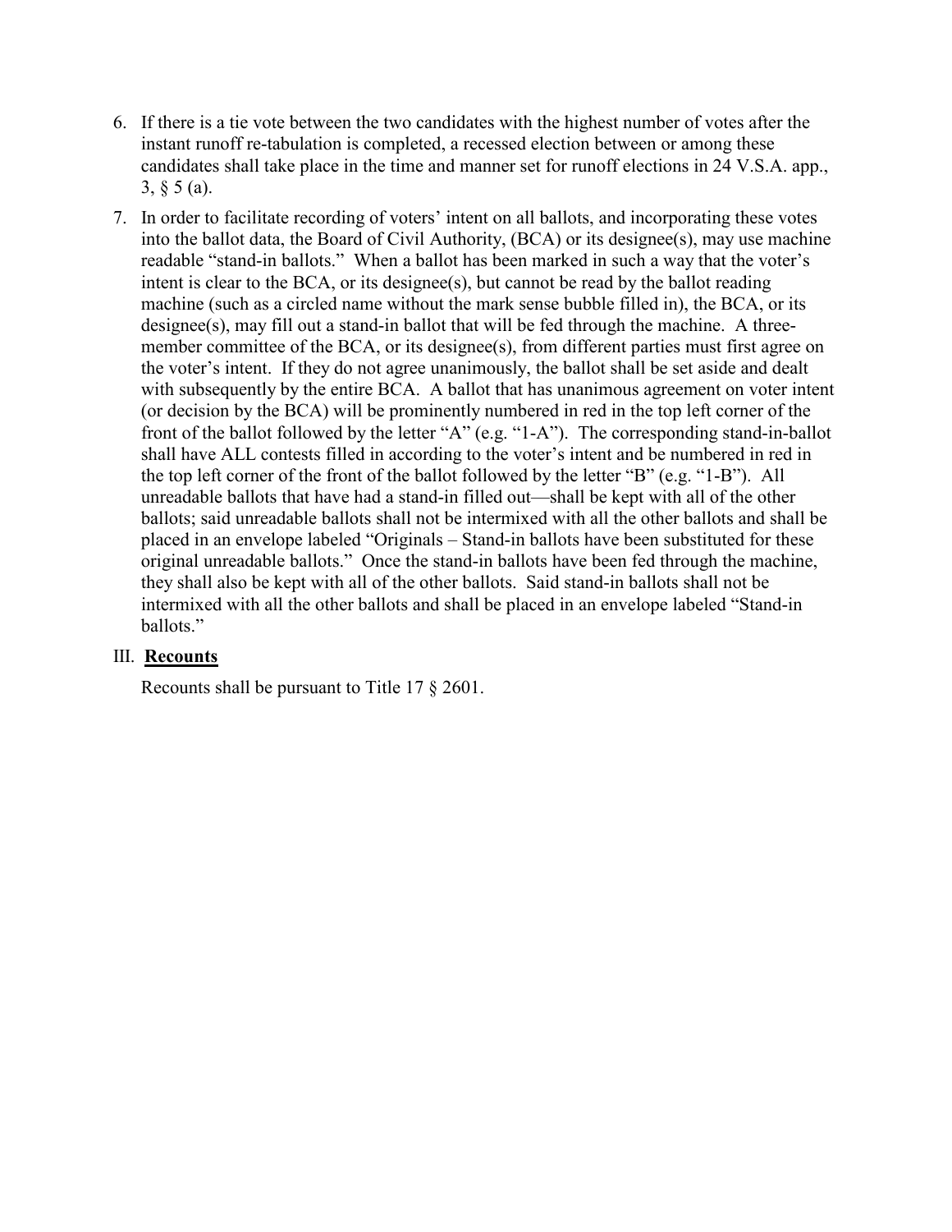6. If there is a tie vote between the two candidates with the highest number of votes after the instant runoff re-tabulation is completed, a recessed election between or among these candidates shall take place in the time and manner set for runoff elections in 24 V.S.A. app., 3, § 5 (a).

7. In order to facilitate recording of voters' intent on all ballots, and incorporating these votes into the ballot data, the Board of Civil Authority, (BCA) or its designee(s), may use machine readable "stand-in ballots." When a ballot has been marked in such a way that the voter's intent is clear to the BCA, or its designee(s), but cannot be read by the ballot reading machine (such as a circled name without the mark sense bubble filled in), the BCA, or its designee(s), may fill out a stand-in ballot that will be fed through the machine. A three-member committee of the BCA, or its designee(s), from different parties must first agree on the voter's intent. If they do not agree unanimously, the ballot shall be set aside and dealt with subsequently by the entire BCA. A ballot that has unanimous agreement on voter intent (or decision by the BCA) will be prominently numbered in red in the top left corner of the front of the ballot followed by the letter "A" (e.g. "1-A"). The corresponding stand-in-ballot shall have ALL contests filled in according to the voter's intent and be numbered in red in the top left corner of the front of the ballot followed by the letter "B" (e.g. "1-B"). All unreadable ballots that have had a stand-in filled out—shall be kept with all of the other ballots; said unreadable ballots shall not be intermixed with all the other ballots and shall be placed in an envelope labeled "Originals – Stand-in ballots have been substituted for these original unreadable ballots." Once the stand-in ballots have been fed through the machine, they shall also be kept with all of the other ballots. Said stand-in ballots shall not be intermixed with all the other ballots and shall be placed in an envelope labeled "Stand-in ballots."

## III. **Recounts**

Recounts shall be pursuant to Title 17 § 2601.